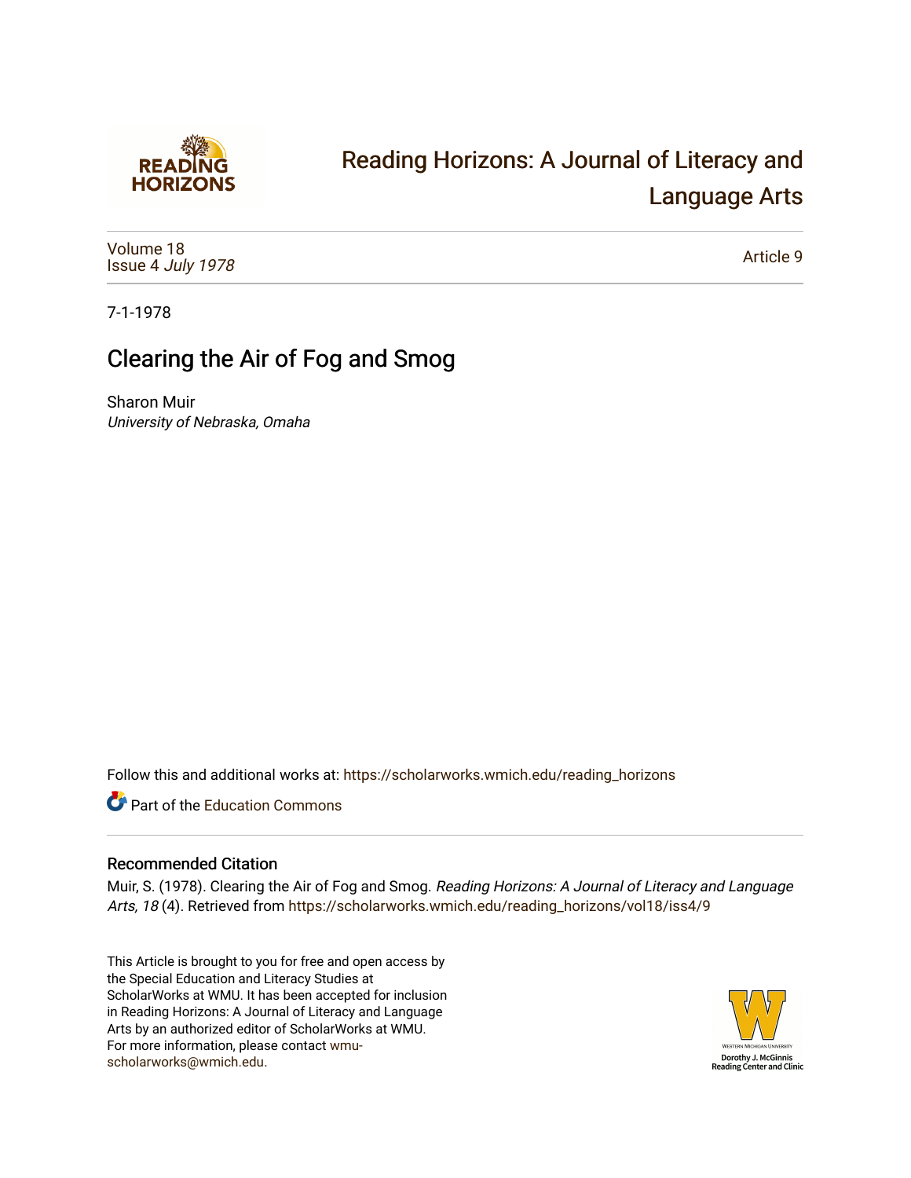# Reading Horizons: A Journal of Literacy and Language Arts

Volume 18
Issue 4 *July 1978*

Article 9

7-1-1978

## Clearing the Air of Fog and Smog

Sharon Muir
*University of Nebraska, Omaha*

Follow this and additional works at: https://scholarworks.wmich.edu/reading_horizons

Part of the Education Commons

### Recommended Citation

Muir, S. (1978). Clearing the Air of Fog and Smog. *Reading Horizons: A Journal of Literacy and Language Arts, 18* (4). Retrieved from https://scholarworks.wmich.edu/reading_horizons/vol18/iss4/9

This Article is brought to you for free and open access by the Special Education and Literacy Studies at ScholarWorks at WMU. It has been accepted for inclusion in Reading Horizons: A Journal of Literacy and Language Arts by an authorized editor of ScholarWorks at WMU. For more information, please contact wmu-scholarworks@wmich.edu.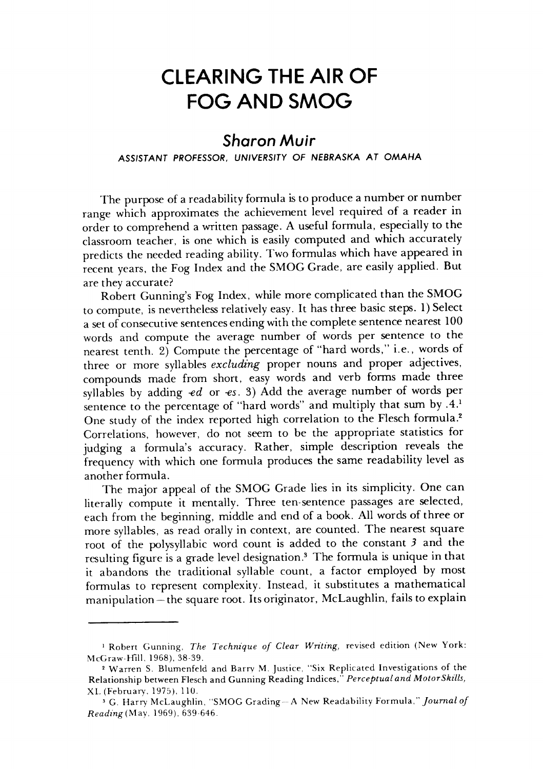# CLEARING THE AIR OF FOG AND SMOG

## Sharon Muir

ASSISTANT PROFESSOR, UNIVERSITY OF NEBRASKA AT OMAHA

The purpose of a readability formula is to produce a number or number range which approximates the achievement level required of a reader in order to comprehend a written passage. A useful formula, especially to the classroom teacher, is one which is easily computed and which accurately predicts the needed reading ability. Two formulas which have appeared in recent years, the Fog Index and the SMOG Grade, are easily applied. But are they accurate?

Robert Gunning's Fog Index, while more complicated than the SMOG to compute, is nevertheless relatively easy. It has three basic steps. 1) Select a set of consecutive sentences ending with the complete sentence nearest 100 words and compute the average number of words per sentence to the nearest tenth. 2) Compute the percentage of "hard words," i.e., words of three or more syllables *excluding* proper nouns and proper adjectives, compounds made from short, easy words and verb forms made three syllables by adding *-ed* or *-es*. 3) Add the average number of words per sentence to the percentage of "hard words" and multiply that sum by .4.[1] One study of the index reported high correlation to the Flesch formula.[2] Correlations, however, do not seem to be the appropriate statistics for judging a formula's accuracy. Rather, simple description reveals the frequency with which one formula produces the same readability level as another formula.

The major appeal of the SMOG Grade lies in its simplicity. One can literally compute it mentally. Three ten-sentence passages are selected, each from the beginning, middle and end of a book. All words of three or more syllables, as read orally in context, are counted. The nearest square root of the polysyllabic word count is added to the constant *3* and the resulting figure is a grade level designation.[3] The formula is unique in that it abandons the traditional syllable count, a factor employed by most formulas to represent complexity. Instead, it substitutes a mathematical manipulation — the square root. Its originator, McLaughlin, fails to explain

---

[1] Robert Gunning, *The Technique of Clear Writing*, revised edition (New York: McGraw-Hill, 1968), 38-39.

[2] Warren S. Blumenfeld and Barry M. Justice, "Six Replicated Investigations of the Relationship between Flesch and Gunning Reading Indices," *Perceptual and Motor Skills*, XL (February, 1975), 110.

[3] G. Harry McLaughlin, "SMOG Grading — A New Readability Formula," *Journal of Reading* (May, 1969), 639-646.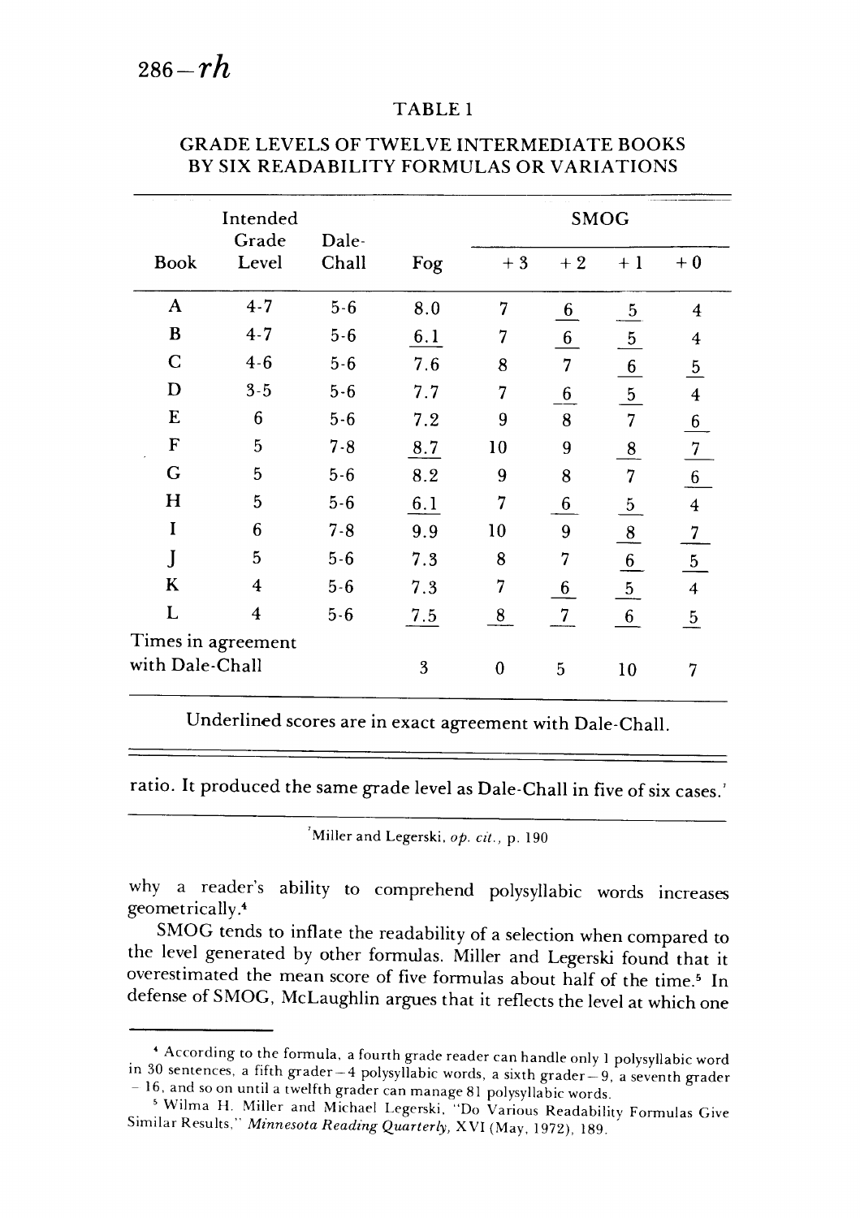TABLE 1

GRADE LEVELS OF TWELVE INTERMEDIATE BOOKS BY SIX READABILITY FORMULAS OR VARIATIONS

| Book | Intended Grade Level | Dale-Chall | Fog | SMOG | | | |
|---|---|---|---|---|---|---|---|
| | | | | +3 | +2 | +1 | +0 |
| A | 4-7 | 5-6 | 8.0 | 7 | 6 | 5 | 4 |
| B | 4-7 | 5-6 | 6.1 | 7 | 6 | 5 | 4 |
| C | 4-6 | 5-6 | 7.6 | 8 | 7 | 6 | 5 |
| D | 3-5 | 5-6 | 7.7 | 7 | 6 | 5 | 4 |
| E | 6 | 5-6 | 7.2 | 9 | 8 | 7 | 6 |
| F | 5 | 7-8 | 8.7 | 10 | 9 | 8 | 7 |
| G | 5 | 5-6 | 8.2 | 9 | 8 | 7 | 6 |
| H | 5 | 5-6 | 6.1 | 7 | 6 | 5 | 4 |
| I | 6 | 7-8 | 9.9 | 10 | 9 | 8 | 7 |
| J | 5 | 5-6 | 7.3 | 8 | 7 | 6 | 5 |
| K | 4 | 5-6 | 7.3 | 7 | 6 | 5 | 4 |
| L | 4 | 5-6 | 7.5 | 8 | 7 | 6 | 5 |
| Times in agreement with Dale-Chall | | | 3 | 0 | 5 | 10 | 7 |

Underlined scores are in exact agreement with Dale-Chall.

ratio. It produced the same grade level as Dale-Chall in five of six cases.[7]

[7] Miller and Legerski, *op. cit.*, p. 190

why a reader's ability to comprehend polysyllabic words increases geometrically.[4]

SMOG tends to inflate the readability of a selection when compared to the level generated by other formulas. Miller and Legerski found that it overestimated the mean score of five formulas about half of the time.[5] In defense of SMOG, McLaughlin argues that it reflects the level at which one

[4] According to the formula, a fourth grade reader can handle only 1 polysyllabic word in 30 sentences, a fifth grader – 4 polysyllabic words, a sixth grader – 9, a seventh grader – 16, and so on until a twelfth grader can manage 81 polysyllabic words.

[5] Wilma H. Miller and Michael Legerski, "Do Various Readability Formulas Give Similar Results," *Minnesota Reading Quarterly*, XVI (May, 1972), 189.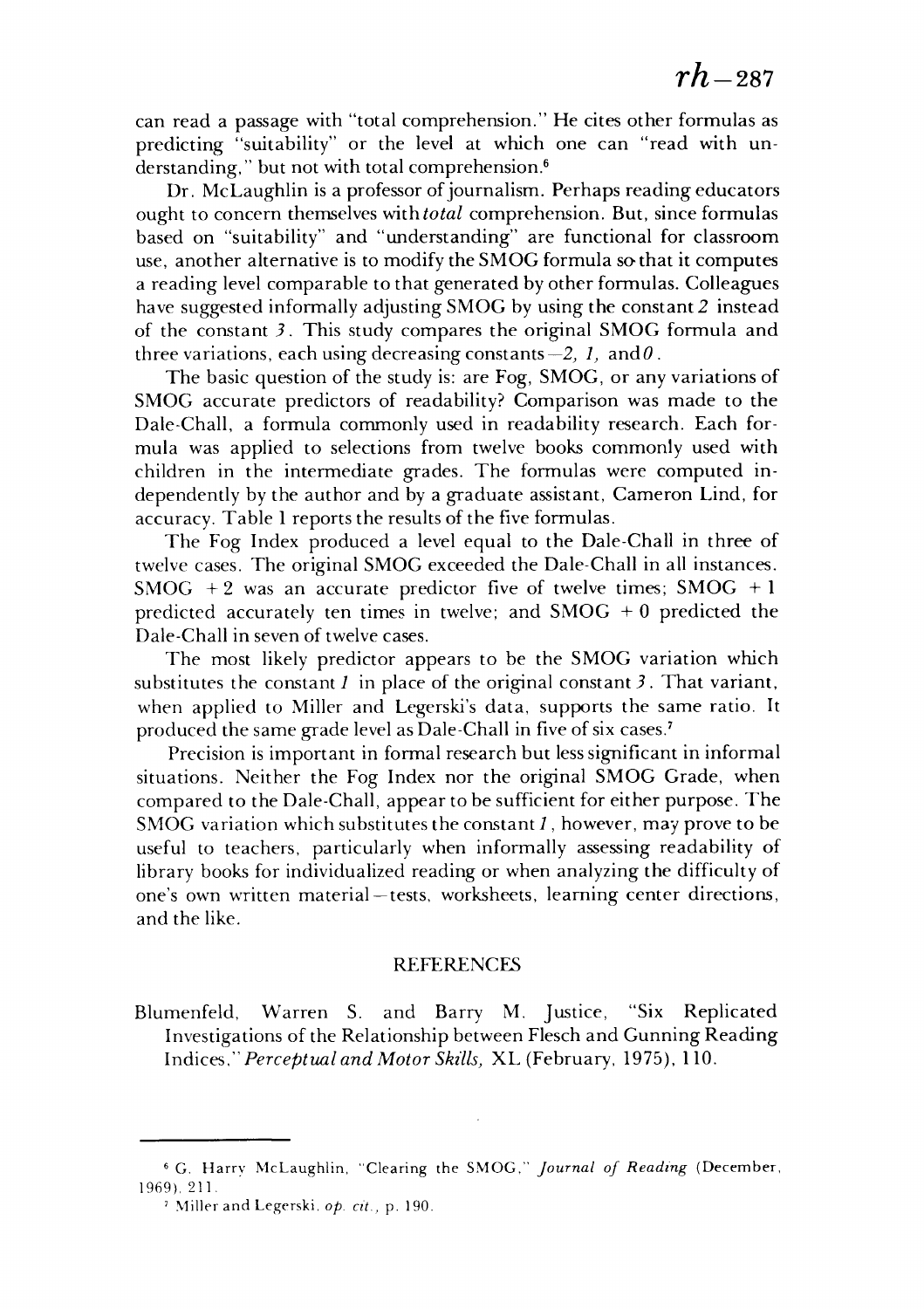can read a passage with "total comprehension." He cites other formulas as predicting "suitability" or the level at which one can "read with understanding," but not with total comprehension.[6]

Dr. McLaughlin is a professor of journalism. Perhaps reading educators ought to concern themselves with *total* comprehension. But, since formulas based on "suitability" and "understanding" are functional for classroom use, another alternative is to modify the SMOG formula so that it computes a reading level comparable to that generated by other formulas. Colleagues have suggested informally adjusting SMOG by using the constant *2* instead of the constant *3*. This study compares the original SMOG formula and three variations, each using decreasing constants—*2*, *1*, and *0*.

The basic question of the study is: are Fog, SMOG, or any variations of SMOG accurate predictors of readability? Comparison was made to the Dale-Chall, a formula commonly used in readability research. Each formula was applied to selections from twelve books commonly used with children in the intermediate grades. The formulas were computed independently by the author and by a graduate assistant, Cameron Lind, for accuracy. Table 1 reports the results of the five formulas.

The Fog Index produced a level equal to the Dale-Chall in three of twelve cases. The original SMOG exceeded the Dale-Chall in all instances. SMOG + 2 was an accurate predictor five of twelve times; SMOG + 1 predicted accurately ten times in twelve; and SMOG + 0 predicted the Dale-Chall in seven of twelve cases.

The most likely predictor appears to be the SMOG variation which substitutes the constant *1* in place of the original constant *3*. That variant, when applied to Miller and Legerski's data, supports the same ratio. It produced the same grade level as Dale-Chall in five of six cases.[7]

Precision is important in formal research but less significant in informal situations. Neither the Fog Index nor the original SMOG Grade, when compared to the Dale-Chall, appear to be sufficient for either purpose. The SMOG variation which substitutes the constant *1*, however, may prove to be useful to teachers, particularly when informally assessing readability of library books for individualized reading or when analyzing the difficulty of one's own written material—tests, worksheets, learning center directions, and the like.

## REFERENCES

Blumenfeld, Warren S. and Barry M. Justice, "Six Replicated Investigations of the Relationship between Flesch and Gunning Reading Indices," *Perceptual and Motor Skills,* XL (February, 1975), 110.

---

[6] G. Harry McLaughlin, "Clearing the SMOG," *Journal of Reading* (December, 1969), 211.

[7] Miller and Legerski, *op. cit.*, p. 190.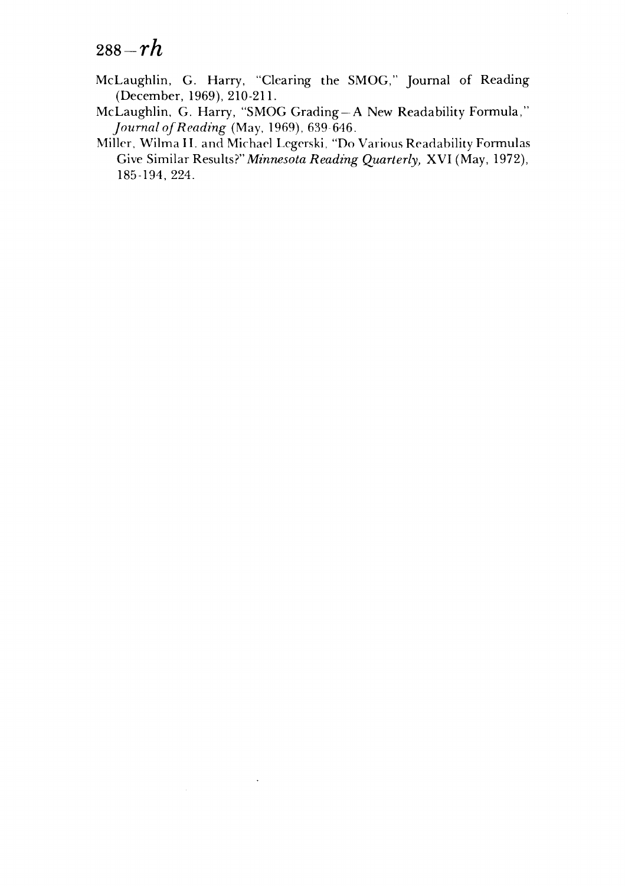McLaughlin, G. Harry, "Clearing the SMOG," Journal of Reading (December, 1969), 210-211.

McLaughlin, G. Harry, "SMOG Grading—A New Readability Formula," *Journal of Reading* (May, 1969), 639-646.

Miller, Wilma H. and Michael Legerski, "Do Various Readability Formulas Give Similar Results?" *Minnesota Reading Quarterly,* XVI (May, 1972), 185-194, 224.